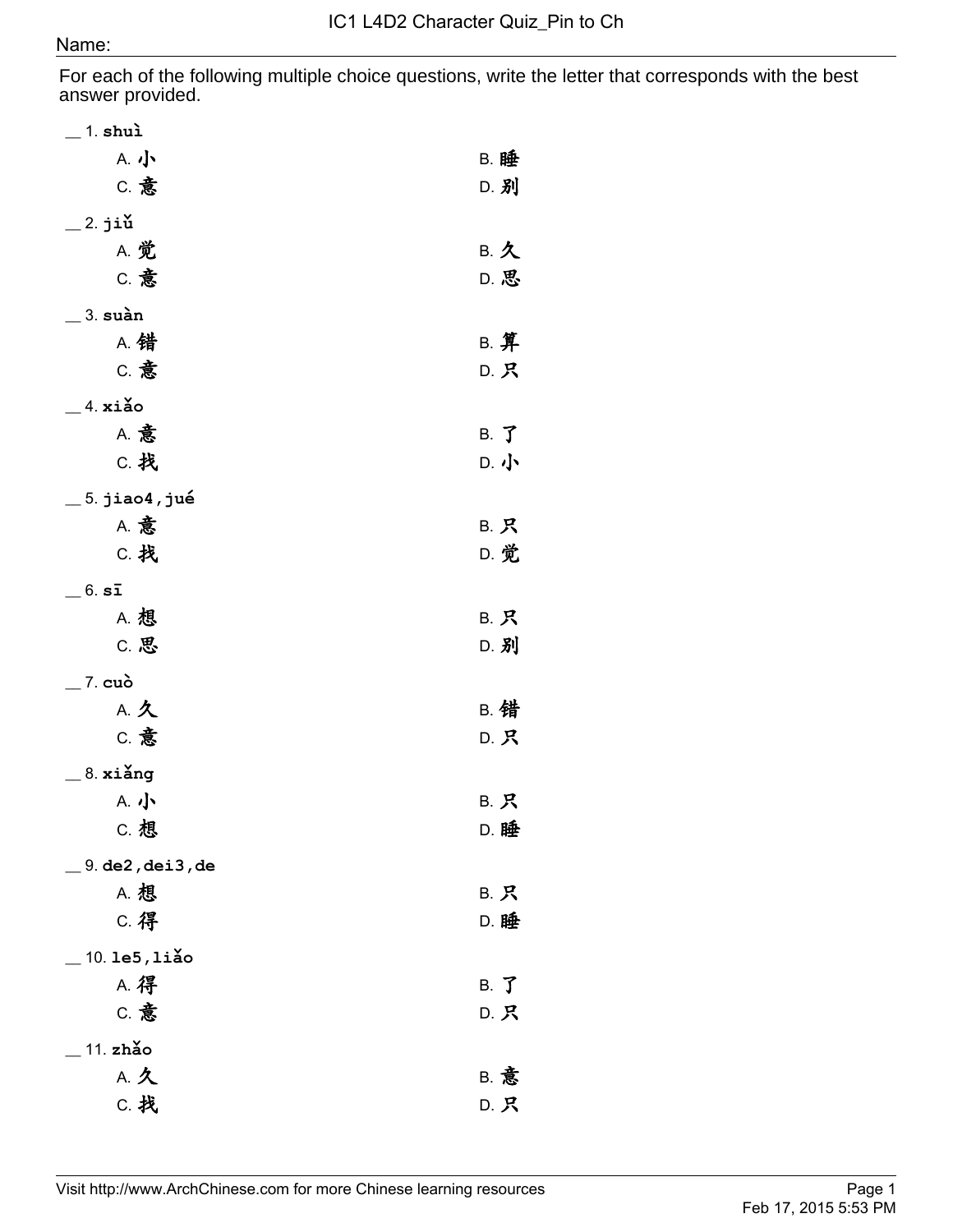# IC1 L4D2 Character Quiz_Pin to Ch

Name:

For each of the following multiple choice questions, write the letter that corresponds with the best answer provided.

__ 1. **shuì**

A. 小 B. 睡
C. 意 D. 别

__ 2. **jiǔ**

A. 觉 B. 久
C. 意 D. 思

__ 3. **suàn**

A. 错 B. 算
C. 意 D. 只

__ 4. **xiǎo**

A. 意 B. 了
C. 找 D. 小

__ 5. **jiao4,jué**

A. 意 B. 只
C. 找 D. 觉

__ 6. **sī**

A. 想 B. 只
C. 思 D. 别

__ 7. **cuò**

A. 久 B. 错
C. 意 D. 只

__ 8. **xiǎng**

A. 小 B. 只
C. 想 D. 睡

__ 9. **de2,dei3,de**

A. 想 B. 只
C. 得 D. 睡

__ 10. **le5,liǎo**

A. 得 B. 了
C. 意 D. 只

__ 11. **zhǎo**

A. 久 B. 意
C. 找 D. 只

Visit http://www.ArchChinese.com for more Chinese learning resources

Feb 17, 2015 5:53 PM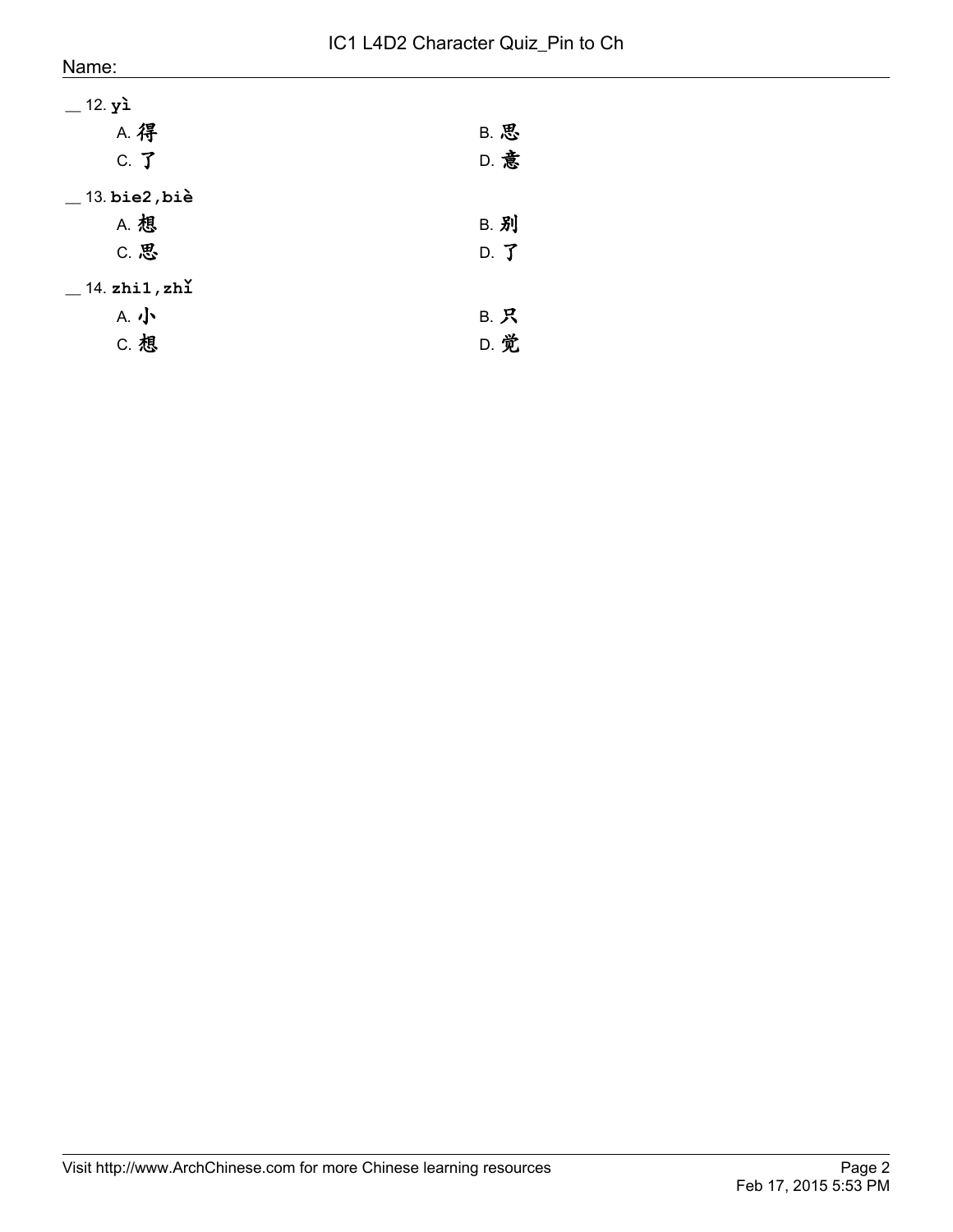Name:

__ 12. **yì**

A. 得
B. 思
C. 了
D. 意

__ 13. **bie2,biè**

A. 想
B. 别
C. 思
D. 了

__ 14. **zhi1,zhǐ**

A. 小
B. 只
C. 想
D. 觉